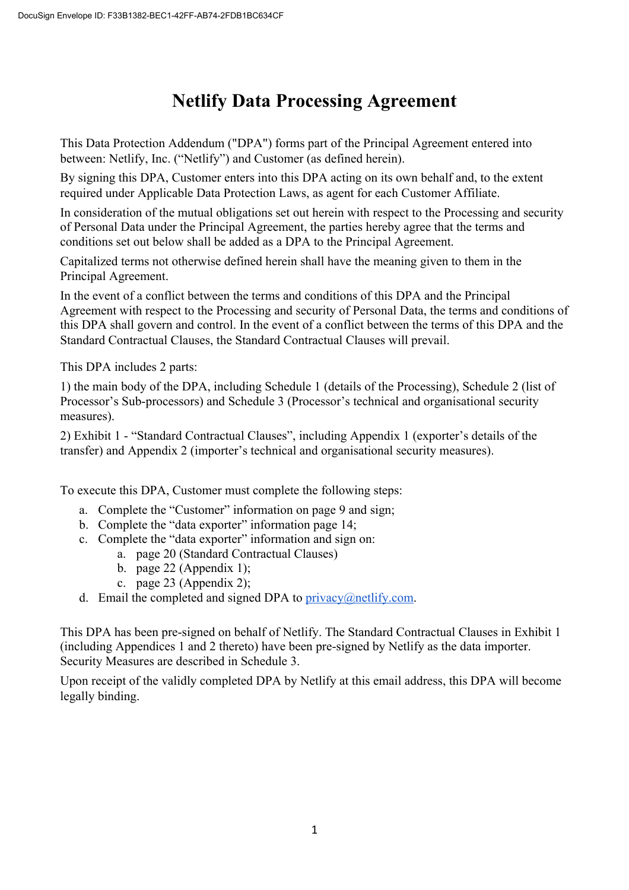# Netlify Data Processing Agreement

This Data Protection Addendum ("DPA") forms part of the Principal Agreement entered into between: Netlify, Inc. ("Netlify") and Customer (as defined herein).

By signing this DPA, Customer enters into this DPA acting on its own behalf and, to the extent required under Applicable Data Protection Laws, as agent for each Customer Affiliate.

In consideration of the mutual obligations set out herein with respect to the Processing and security of Personal Data under the Principal Agreement, the parties hereby agree that the terms and conditions set out below shall be added as a DPA to the Principal Agreement.

Capitalized terms not otherwise defined herein shall have the meaning given to them in the Principal Agreement.

In the event of a conflict between the terms and conditions of this DPA and the Principal Agreement with respect to the Processing and security of Personal Data, the terms and conditions of this DPA shall govern and control. In the event of a conflict between the terms of this DPA and the Standard Contractual Clauses, the Standard Contractual Clauses will prevail.

This DPA includes 2 parts:

1) the main body of the DPA, including Schedule 1 (details of the Processing), Schedule 2 (list of Processor's Sub-processors) and Schedule 3 (Processor's technical and organisational security measures).

2) Exhibit 1 - "Standard Contractual Clauses", including Appendix 1 (exporter's details of the transfer) and Appendix 2 (importer's technical and organisational security measures).

To execute this DPA, Customer must complete the following steps:

a. Complete the "Customer" information on page 9 and sign;
b. Complete the "data exporter" information page 14;
c. Complete the "data exporter" information and sign on:
    a. page 20 (Standard Contractual Clauses)
    b. page 22 (Appendix 1);
    c. page 23 (Appendix 2);
d. Email the completed and signed DPA to [privacy@netlify.com](mailto:privacy@netlify.com).

This DPA has been pre-signed on behalf of Netlify. The Standard Contractual Clauses in Exhibit 1 (including Appendices 1 and 2 thereto) have been pre-signed by Netlify as the data importer. Security Measures are described in Schedule 3.

Upon receipt of the validly completed DPA by Netlify at this email address, this DPA will become legally binding.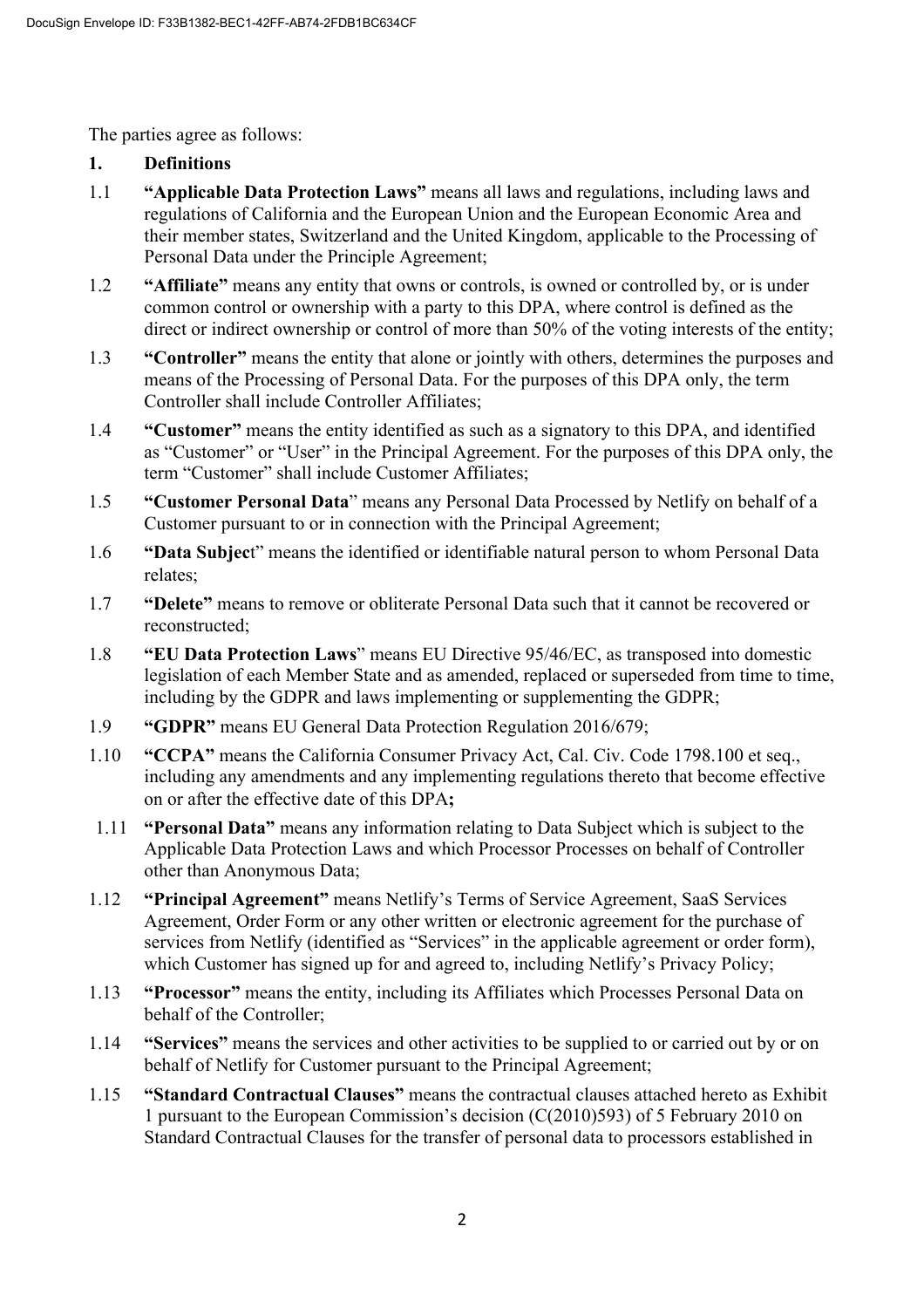The parties agree as follows:

**1. Definitions**

1.1 **"Applicable Data Protection Laws"** means all laws and regulations, including laws and regulations of California and the European Union and the European Economic Area and their member states, Switzerland and the United Kingdom, applicable to the Processing of Personal Data under the Principle Agreement;

1.2 **"Affiliate"** means any entity that owns or controls, is owned or controlled by, or is under common control or ownership with a party to this DPA, where control is defined as the direct or indirect ownership or control of more than 50% of the voting interests of the entity;

1.3 **"Controller"** means the entity that alone or jointly with others, determines the purposes and means of the Processing of Personal Data. For the purposes of this DPA only, the term Controller shall include Controller Affiliates;

1.4 **"Customer"** means the entity identified as such as a signatory to this DPA, and identified as "Customer" or "User" in the Principal Agreement. For the purposes of this DPA only, the term "Customer" shall include Customer Affiliates;

1.5 **"Customer Personal Data"** means any Personal Data Processed by Netlify on behalf of a Customer pursuant to or in connection with the Principal Agreement;

1.6 **"Data Subjec**t" means the identified or identifiable natural person to whom Personal Data relates;

1.7 **"Delete"** means to remove or obliterate Personal Data such that it cannot be recovered or reconstructed;

1.8 **"EU Data Protection Laws"** means EU Directive 95/46/EC, as transposed into domestic legislation of each Member State and as amended, replaced or superseded from time to time, including by the GDPR and laws implementing or supplementing the GDPR;

1.9 **"GDPR"** means EU General Data Protection Regulation 2016/679;

1.10 **"CCPA"** means the California Consumer Privacy Act, Cal. Civ. Code 1798.100 et seq., including any amendments and any implementing regulations thereto that become effective on or after the effective date of this DPA**;**

1.11 **"Personal Data"** means any information relating to Data Subject which is subject to the Applicable Data Protection Laws and which Processor Processes on behalf of Controller other than Anonymous Data;

1.12 **"Principal Agreement"** means Netlify's Terms of Service Agreement, SaaS Services Agreement, Order Form or any other written or electronic agreement for the purchase of services from Netlify (identified as "Services" in the applicable agreement or order form), which Customer has signed up for and agreed to, including Netlify's Privacy Policy;

1.13 **"Processor"** means the entity, including its Affiliates which Processes Personal Data on behalf of the Controller;

1.14 **"Services"** means the services and other activities to be supplied to or carried out by or on behalf of Netlify for Customer pursuant to the Principal Agreement;

1.15 **"Standard Contractual Clauses"** means the contractual clauses attached hereto as Exhibit 1 pursuant to the European Commission's decision (C(2010)593) of 5 February 2010 on Standard Contractual Clauses for the transfer of personal data to processors established in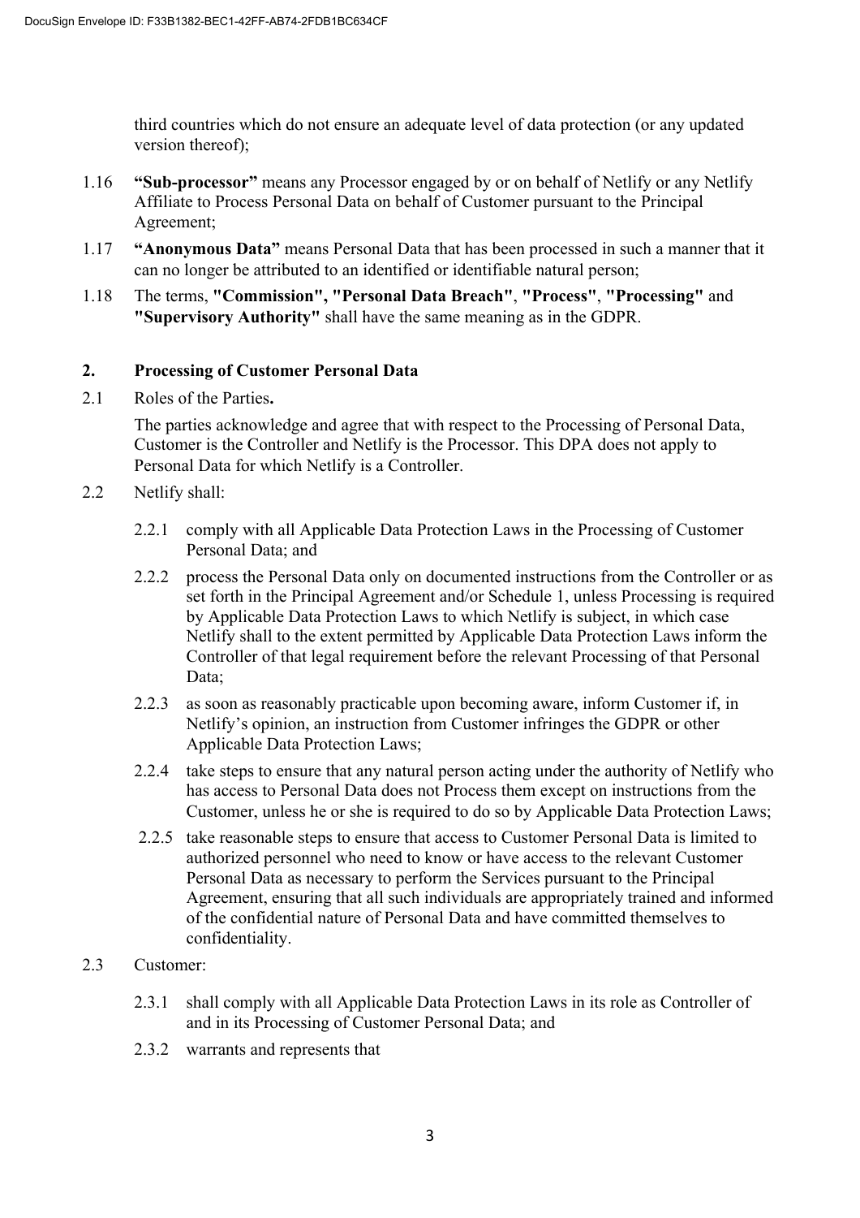third countries which do not ensure an adequate level of data protection (or any updated version thereof);

1.16 **"Sub-processor"** means any Processor engaged by or on behalf of Netlify or any Netlify Affiliate to Process Personal Data on behalf of Customer pursuant to the Principal Agreement;

1.17 **"Anonymous Data"** means Personal Data that has been processed in such a manner that it can no longer be attributed to an identified or identifiable natural person;

1.18 The terms, **"Commission", "Personal Data Breach"**, **"Process"**, **"Processing"** and **"Supervisory Authority"** shall have the same meaning as in the GDPR.

## 2. Processing of Customer Personal Data

2.1 Roles of the Parties**.**

The parties acknowledge and agree that with respect to the Processing of Personal Data, Customer is the Controller and Netlify is the Processor. This DPA does not apply to Personal Data for which Netlify is a Controller.

2.2 Netlify shall:

2.2.1 comply with all Applicable Data Protection Laws in the Processing of Customer Personal Data; and

2.2.2 process the Personal Data only on documented instructions from the Controller or as set forth in the Principal Agreement and/or Schedule 1, unless Processing is required by Applicable Data Protection Laws to which Netlify is subject, in which case Netlify shall to the extent permitted by Applicable Data Protection Laws inform the Controller of that legal requirement before the relevant Processing of that Personal Data;

2.2.3 as soon as reasonably practicable upon becoming aware, inform Customer if, in Netlify's opinion, an instruction from Customer infringes the GDPR or other Applicable Data Protection Laws;

2.2.4 take steps to ensure that any natural person acting under the authority of Netlify who has access to Personal Data does not Process them except on instructions from the Customer, unless he or she is required to do so by Applicable Data Protection Laws;

2.2.5 take reasonable steps to ensure that access to Customer Personal Data is limited to authorized personnel who need to know or have access to the relevant Customer Personal Data as necessary to perform the Services pursuant to the Principal Agreement, ensuring that all such individuals are appropriately trained and informed of the confidential nature of Personal Data and have committed themselves to confidentiality.

2.3 Customer:

2.3.1 shall comply with all Applicable Data Protection Laws in its role as Controller of and in its Processing of Customer Personal Data; and

2.3.2 warrants and represents that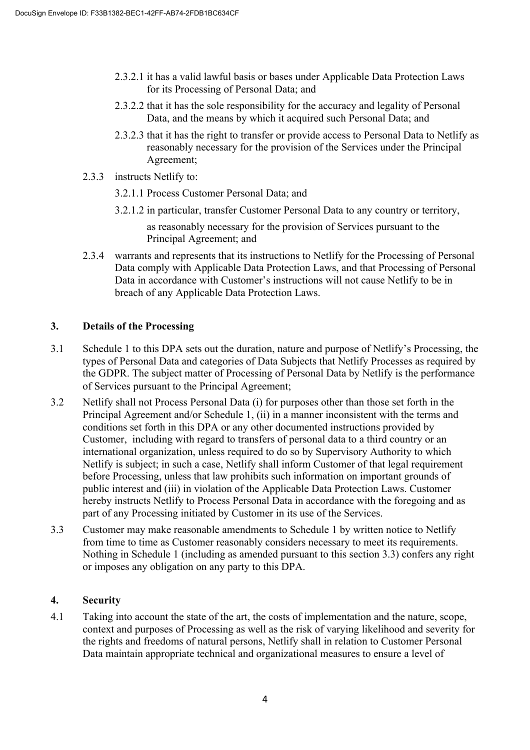2.3.2.1 it has a valid lawful basis or bases under Applicable Data Protection Laws for its Processing of Personal Data; and

2.3.2.2 that it has the sole responsibility for the accuracy and legality of Personal Data, and the means by which it acquired such Personal Data; and

2.3.2.3 that it has the right to transfer or provide access to Personal Data to Netlify as reasonably necessary for the provision of the Services under the Principal Agreement;

2.3.3 instructs Netlify to:

3.2.1.1 Process Customer Personal Data; and

3.2.1.2 in particular, transfer Customer Personal Data to any country or territory,

as reasonably necessary for the provision of Services pursuant to the Principal Agreement; and

2.3.4 warrants and represents that its instructions to Netlify for the Processing of Personal Data comply with Applicable Data Protection Laws, and that Processing of Personal Data in accordance with Customer's instructions will not cause Netlify to be in breach of any Applicable Data Protection Laws.

## 3. Details of the Processing

3.1 Schedule 1 to this DPA sets out the duration, nature and purpose of Netlify's Processing, the types of Personal Data and categories of Data Subjects that Netlify Processes as required by the GDPR. The subject matter of Processing of Personal Data by Netlify is the performance of Services pursuant to the Principal Agreement;

3.2 Netlify shall not Process Personal Data (i) for purposes other than those set forth in the Principal Agreement and/or Schedule 1, (ii) in a manner inconsistent with the terms and conditions set forth in this DPA or any other documented instructions provided by Customer, including with regard to transfers of personal data to a third country or an international organization, unless required to do so by Supervisory Authority to which Netlify is subject; in such a case, Netlify shall inform Customer of that legal requirement before Processing, unless that law prohibits such information on important grounds of public interest and (iii) in violation of the Applicable Data Protection Laws. Customer hereby instructs Netlify to Process Personal Data in accordance with the foregoing and as part of any Processing initiated by Customer in its use of the Services.

3.3 Customer may make reasonable amendments to Schedule 1 by written notice to Netlify from time to time as Customer reasonably considers necessary to meet its requirements. Nothing in Schedule 1 (including as amended pursuant to this section 3.3) confers any right or imposes any obligation on any party to this DPA.

## 4. Security

4.1 Taking into account the state of the art, the costs of implementation and the nature, scope, context and purposes of Processing as well as the risk of varying likelihood and severity for the rights and freedoms of natural persons, Netlify shall in relation to Customer Personal Data maintain appropriate technical and organizational measures to ensure a level of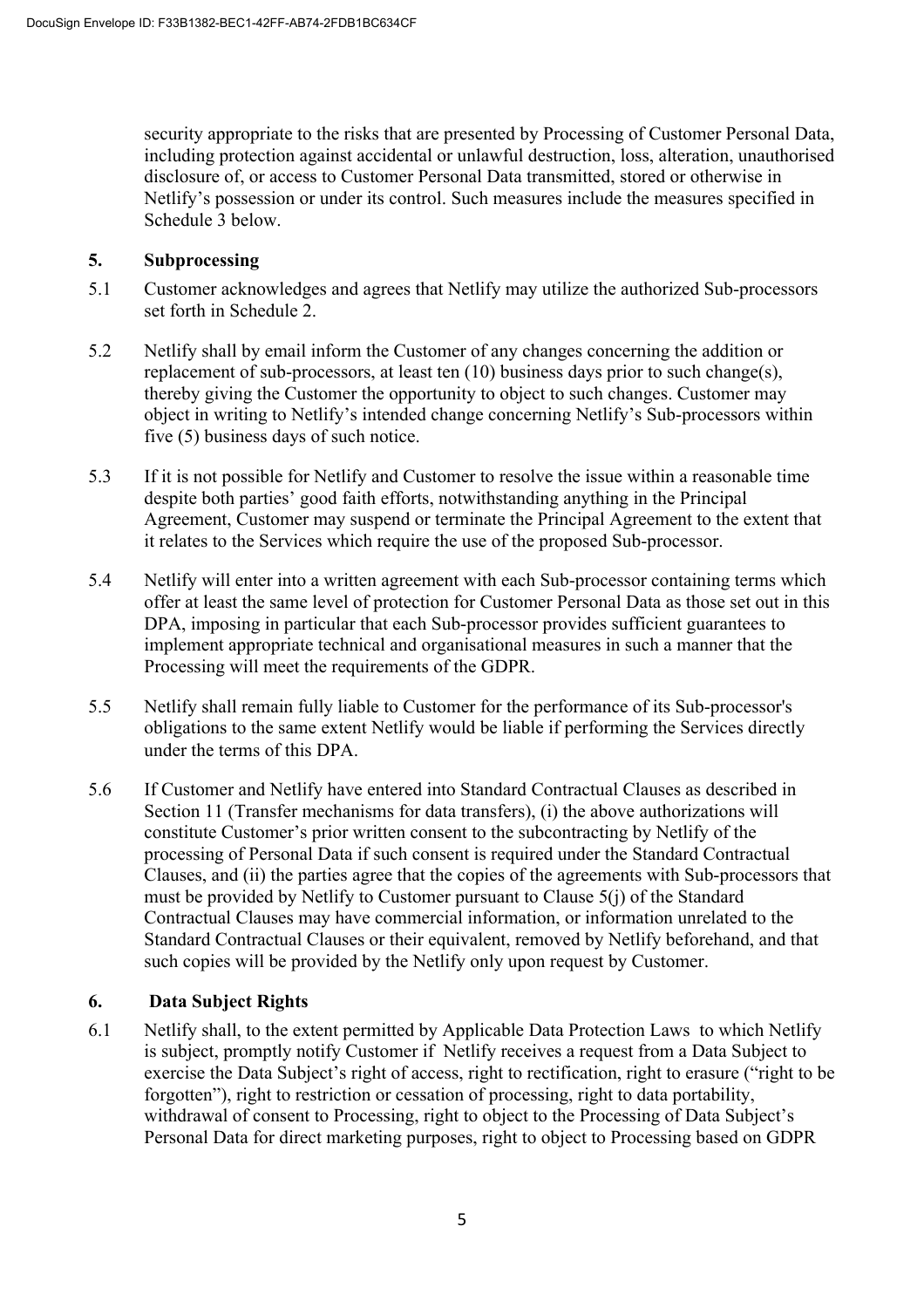security appropriate to the risks that are presented by Processing of Customer Personal Data, including protection against accidental or unlawful destruction, loss, alteration, unauthorised disclosure of, or access to Customer Personal Data transmitted, stored or otherwise in Netlify's possession or under its control. Such measures include the measures specified in Schedule 3 below.

## 5. Subprocessing

5.1 Customer acknowledges and agrees that Netlify may utilize the authorized Sub-processors set forth in Schedule 2.

5.2 Netlify shall by email inform the Customer of any changes concerning the addition or replacement of sub-processors, at least ten (10) business days prior to such change(s), thereby giving the Customer the opportunity to object to such changes. Customer may object in writing to Netlify's intended change concerning Netlify's Sub-processors within five (5) business days of such notice.

5.3 If it is not possible for Netlify and Customer to resolve the issue within a reasonable time despite both parties' good faith efforts, notwithstanding anything in the Principal Agreement, Customer may suspend or terminate the Principal Agreement to the extent that it relates to the Services which require the use of the proposed Sub-processor.

5.4 Netlify will enter into a written agreement with each Sub-processor containing terms which offer at least the same level of protection for Customer Personal Data as those set out in this DPA, imposing in particular that each Sub-processor provides sufficient guarantees to implement appropriate technical and organisational measures in such a manner that the Processing will meet the requirements of the GDPR.

5.5 Netlify shall remain fully liable to Customer for the performance of its Sub-processor's obligations to the same extent Netlify would be liable if performing the Services directly under the terms of this DPA.

5.6 If Customer and Netlify have entered into Standard Contractual Clauses as described in Section 11 (Transfer mechanisms for data transfers), (i) the above authorizations will constitute Customer's prior written consent to the subcontracting by Netlify of the processing of Personal Data if such consent is required under the Standard Contractual Clauses, and (ii) the parties agree that the copies of the agreements with Sub-processors that must be provided by Netlify to Customer pursuant to Clause 5(j) of the Standard Contractual Clauses may have commercial information, or information unrelated to the Standard Contractual Clauses or their equivalent, removed by Netlify beforehand, and that such copies will be provided by the Netlify only upon request by Customer.

## 6. Data Subject Rights

6.1 Netlify shall, to the extent permitted by Applicable Data Protection Laws to which Netlify is subject, promptly notify Customer if Netlify receives a request from a Data Subject to exercise the Data Subject's right of access, right to rectification, right to erasure ("right to be forgotten"), right to restriction or cessation of processing, right to data portability, withdrawal of consent to Processing, right to object to the Processing of Data Subject's Personal Data for direct marketing purposes, right to object to Processing based on GDPR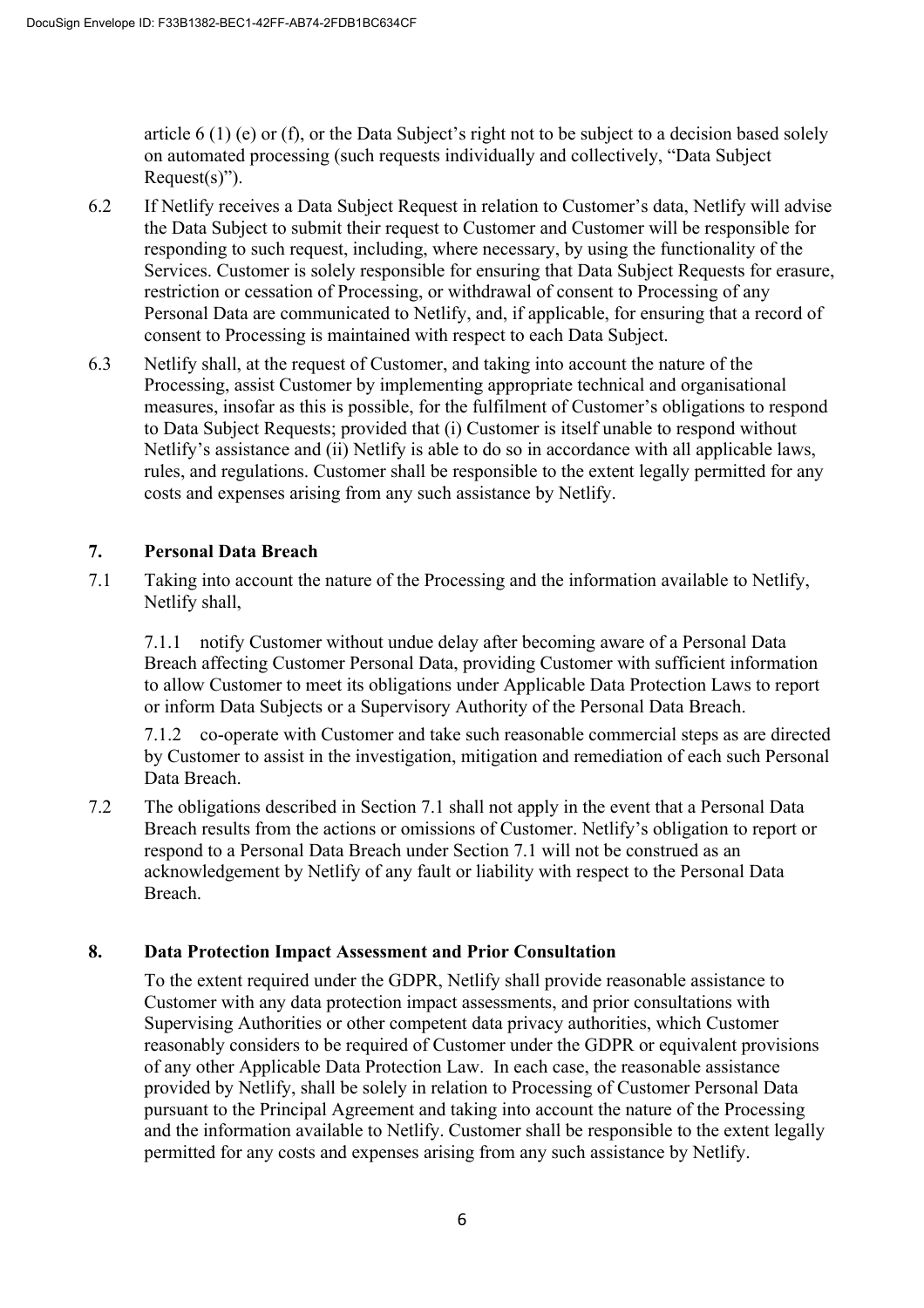article 6 (1) (e) or (f), or the Data Subject's right not to be subject to a decision based solely on automated processing (such requests individually and collectively, "Data Subject Request(s)").

6.2 If Netlify receives a Data Subject Request in relation to Customer's data, Netlify will advise the Data Subject to submit their request to Customer and Customer will be responsible for responding to such request, including, where necessary, by using the functionality of the Services. Customer is solely responsible for ensuring that Data Subject Requests for erasure, restriction or cessation of Processing, or withdrawal of consent to Processing of any Personal Data are communicated to Netlify, and, if applicable, for ensuring that a record of consent to Processing is maintained with respect to each Data Subject.

6.3 Netlify shall, at the request of Customer, and taking into account the nature of the Processing, assist Customer by implementing appropriate technical and organisational measures, insofar as this is possible, for the fulfilment of Customer's obligations to respond to Data Subject Requests; provided that (i) Customer is itself unable to respond without Netlify's assistance and (ii) Netlify is able to do so in accordance with all applicable laws, rules, and regulations. Customer shall be responsible to the extent legally permitted for any costs and expenses arising from any such assistance by Netlify.

## 7. Personal Data Breach

7.1 Taking into account the nature of the Processing and the information available to Netlify, Netlify shall,

7.1.1 notify Customer without undue delay after becoming aware of a Personal Data Breach affecting Customer Personal Data, providing Customer with sufficient information to allow Customer to meet its obligations under Applicable Data Protection Laws to report or inform Data Subjects or a Supervisory Authority of the Personal Data Breach.

7.1.2 co-operate with Customer and take such reasonable commercial steps as are directed by Customer to assist in the investigation, mitigation and remediation of each such Personal Data Breach.

7.2 The obligations described in Section 7.1 shall not apply in the event that a Personal Data Breach results from the actions or omissions of Customer. Netlify's obligation to report or respond to a Personal Data Breach under Section 7.1 will not be construed as an acknowledgement by Netlify of any fault or liability with respect to the Personal Data Breach.

## 8. Data Protection Impact Assessment and Prior Consultation

To the extent required under the GDPR, Netlify shall provide reasonable assistance to Customer with any data protection impact assessments, and prior consultations with Supervising Authorities or other competent data privacy authorities, which Customer reasonably considers to be required of Customer under the GDPR or equivalent provisions of any other Applicable Data Protection Law. In each case, the reasonable assistance provided by Netlify, shall be solely in relation to Processing of Customer Personal Data pursuant to the Principal Agreement and taking into account the nature of the Processing and the information available to Netlify. Customer shall be responsible to the extent legally permitted for any costs and expenses arising from any such assistance by Netlify.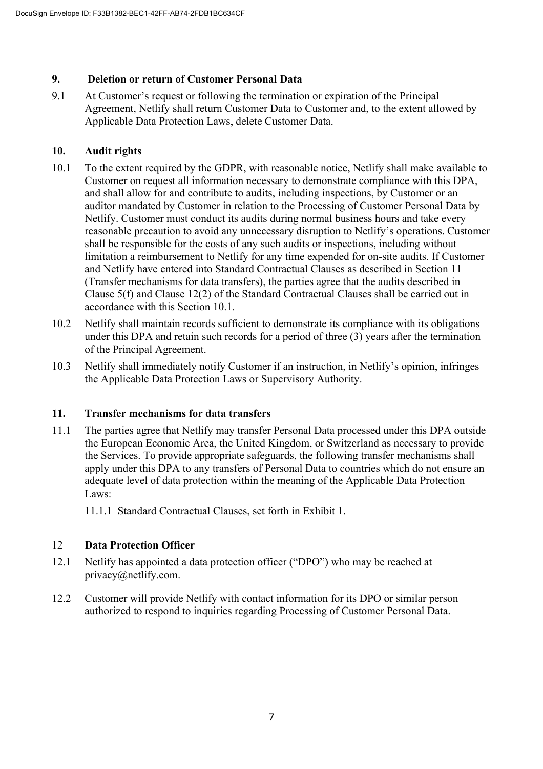## 9. Deletion or return of Customer Personal Data

9.1 At Customer's request or following the termination or expiration of the Principal Agreement, Netlify shall return Customer Data to Customer and, to the extent allowed by Applicable Data Protection Laws, delete Customer Data.

## 10. Audit rights

10.1 To the extent required by the GDPR, with reasonable notice, Netlify shall make available to Customer on request all information necessary to demonstrate compliance with this DPA, and shall allow for and contribute to audits, including inspections, by Customer or an auditor mandated by Customer in relation to the Processing of Customer Personal Data by Netlify. Customer must conduct its audits during normal business hours and take every reasonable precaution to avoid any unnecessary disruption to Netlify's operations. Customer shall be responsible for the costs of any such audits or inspections, including without limitation a reimbursement to Netlify for any time expended for on-site audits. If Customer and Netlify have entered into Standard Contractual Clauses as described in Section 11 (Transfer mechanisms for data transfers), the parties agree that the audits described in Clause 5(f) and Clause 12(2) of the Standard Contractual Clauses shall be carried out in accordance with this Section 10.1.

10.2 Netlify shall maintain records sufficient to demonstrate its compliance with its obligations under this DPA and retain such records for a period of three (3) years after the termination of the Principal Agreement.

10.3 Netlify shall immediately notify Customer if an instruction, in Netlify's opinion, infringes the Applicable Data Protection Laws or Supervisory Authority.

## 11. Transfer mechanisms for data transfers

11.1 The parties agree that Netlify may transfer Personal Data processed under this DPA outside the European Economic Area, the United Kingdom, or Switzerland as necessary to provide the Services. To provide appropriate safeguards, the following transfer mechanisms shall apply under this DPA to any transfers of Personal Data to countries which do not ensure an adequate level of data protection within the meaning of the Applicable Data Protection Laws:

11.1.1 Standard Contractual Clauses, set forth in Exhibit 1.

## 12 Data Protection Officer

12.1 Netlify has appointed a data protection officer ("DPO") who may be reached at privacy@netlify.com.

12.2 Customer will provide Netlify with contact information for its DPO or similar person authorized to respond to inquiries regarding Processing of Customer Personal Data.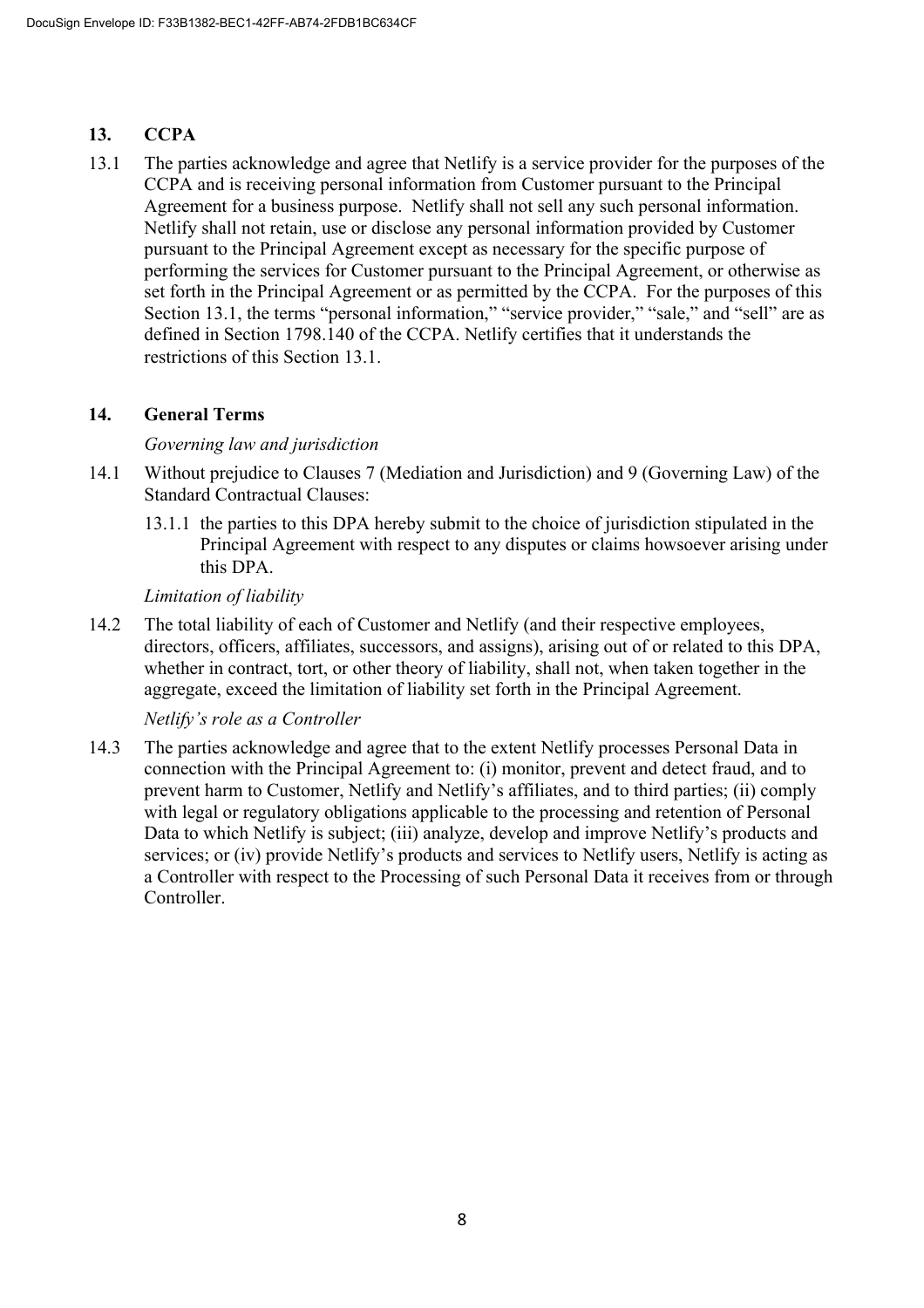## 13. CCPA

13.1 The parties acknowledge and agree that Netlify is a service provider for the purposes of the CCPA and is receiving personal information from Customer pursuant to the Principal Agreement for a business purpose. Netlify shall not sell any such personal information. Netlify shall not retain, use or disclose any personal information provided by Customer pursuant to the Principal Agreement except as necessary for the specific purpose of performing the services for Customer pursuant to the Principal Agreement, or otherwise as set forth in the Principal Agreement or as permitted by the CCPA. For the purposes of this Section 13.1, the terms "personal information," "service provider," "sale," and "sell" are as defined in Section 1798.140 of the CCPA. Netlify certifies that it understands the restrictions of this Section 13.1.

## 14. General Terms

*Governing law and jurisdiction*

14.1 Without prejudice to Clauses 7 (Mediation and Jurisdiction) and 9 (Governing Law) of the Standard Contractual Clauses:

13.1.1 the parties to this DPA hereby submit to the choice of jurisdiction stipulated in the Principal Agreement with respect to any disputes or claims howsoever arising under this DPA.

*Limitation of liability*

14.2 The total liability of each of Customer and Netlify (and their respective employees, directors, officers, affiliates, successors, and assigns), arising out of or related to this DPA, whether in contract, tort, or other theory of liability, shall not, when taken together in the aggregate, exceed the limitation of liability set forth in the Principal Agreement.

*Netlify's role as a Controller*

14.3 The parties acknowledge and agree that to the extent Netlify processes Personal Data in connection with the Principal Agreement to: (i) monitor, prevent and detect fraud, and to prevent harm to Customer, Netlify and Netlify's affiliates, and to third parties; (ii) comply with legal or regulatory obligations applicable to the processing and retention of Personal Data to which Netlify is subject; (iii) analyze, develop and improve Netlify's products and services; or (iv) provide Netlify's products and services to Netlify users, Netlify is acting as a Controller with respect to the Processing of such Personal Data it receives from or through Controller.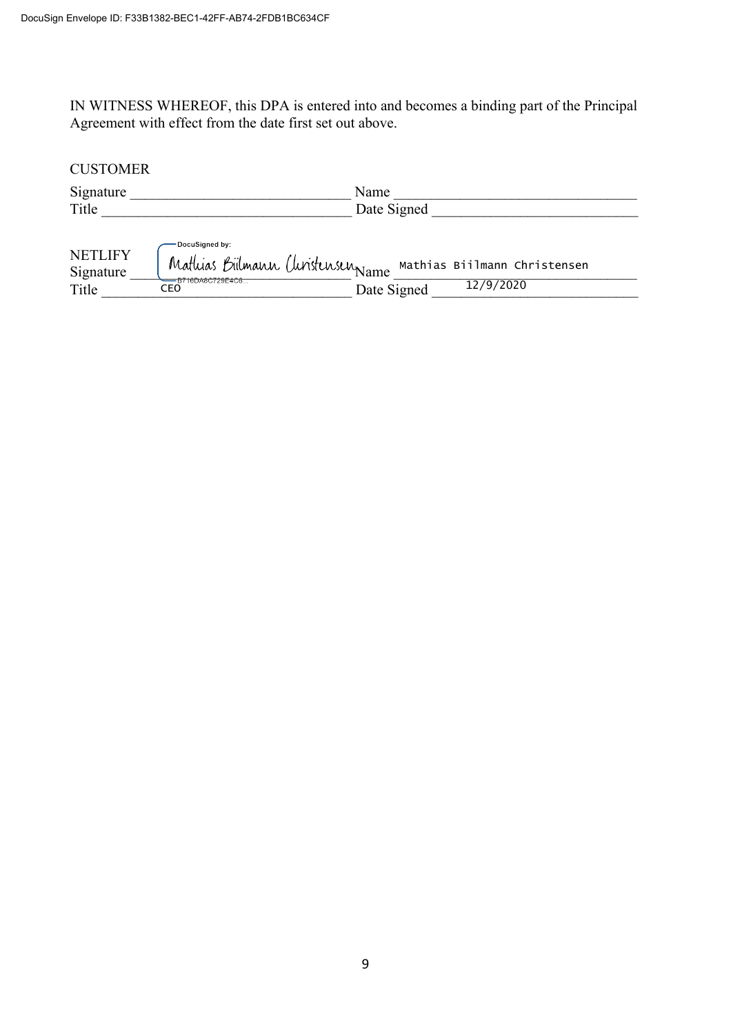DocuSign Envelope ID: F33B1382-BEC1-42FF-AB74-2FDB1BC634CF

IN WITNESS WHEREOF, this DPA is entered into and becomes a binding part of the Principal Agreement with effect from the date first set out above.

CUSTOMER

Signature ______________________________ Name ________________________________

Title _________________________________ Date Signed ___________________________

NETLIFY

DocuSigned by:

Signature Mathias Biilmann Christensen Name Mathias Biilmann Christensen

B716DA8C729E4C8...

Title CEO Date Signed 12/9/2020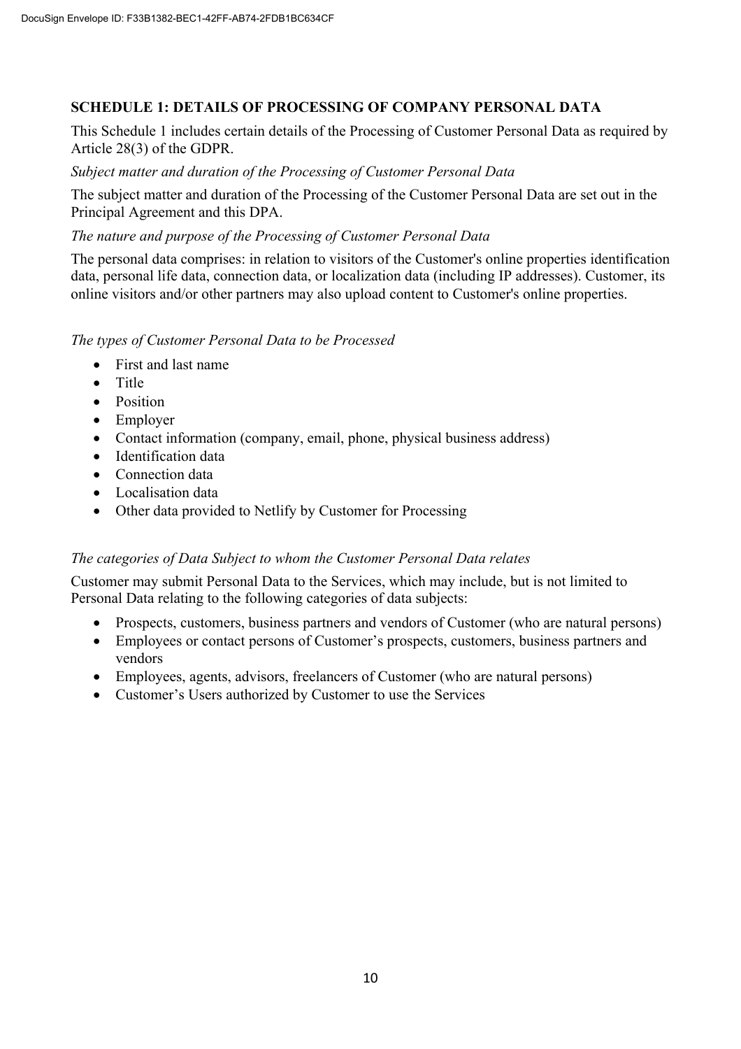## SCHEDULE 1: DETAILS OF PROCESSING OF COMPANY PERSONAL DATA

This Schedule 1 includes certain details of the Processing of Customer Personal Data as required by Article 28(3) of the GDPR.

*Subject matter and duration of the Processing of Customer Personal Data*

The subject matter and duration of the Processing of the Customer Personal Data are set out in the Principal Agreement and this DPA.

*The nature and purpose of the Processing of Customer Personal Data*

The personal data comprises: in relation to visitors of the Customer's online properties identification data, personal life data, connection data, or localization data (including IP addresses). Customer, its online visitors and/or other partners may also upload content to Customer's online properties.

*The types of Customer Personal Data to be Processed*

- First and last name
- Title
- Position
- Employer
- Contact information (company, email, phone, physical business address)
- Identification data
- Connection data
- Localisation data
- Other data provided to Netlify by Customer for Processing

*The categories of Data Subject to whom the Customer Personal Data relates*

Customer may submit Personal Data to the Services, which may include, but is not limited to Personal Data relating to the following categories of data subjects:

- Prospects, customers, business partners and vendors of Customer (who are natural persons)
- Employees or contact persons of Customer's prospects, customers, business partners and vendors
- Employees, agents, advisors, freelancers of Customer (who are natural persons)
- Customer's Users authorized by Customer to use the Services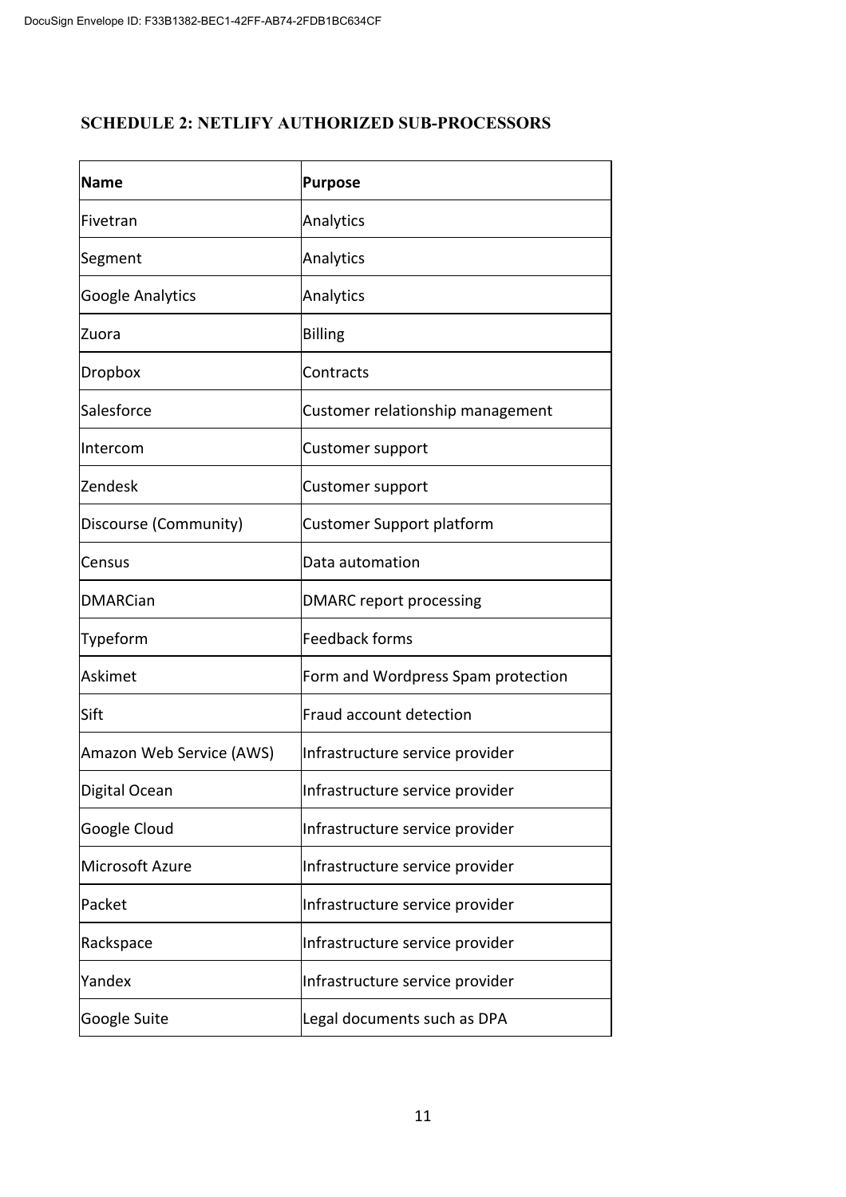## SCHEDULE 2: NETLIFY AUTHORIZED SUB-PROCESSORS

| Name | Purpose |
|---|---|
| Fivetran | Analytics |
| Segment | Analytics |
| Google Analytics | Analytics |
| Zuora | Billing |
| Dropbox | Contracts |
| Salesforce | Customer relationship management |
| Intercom | Customer support |
| Zendesk | Customer support |
| Discourse (Community) | Customer Support platform |
| Census | Data automation |
| DMARCian | DMARC report processing |
| Typeform | Feedback forms |
| Askimet | Form and Wordpress Spam protection |
| Sift | Fraud account detection |
| Amazon Web Service (AWS) | Infrastructure service provider |
| Digital Ocean | Infrastructure service provider |
| Google Cloud | Infrastructure service provider |
| Microsoft Azure | Infrastructure service provider |
| Packet | Infrastructure service provider |
| Rackspace | Infrastructure service provider |
| Yandex | Infrastructure service provider |
| Google Suite | Legal documents such as DPA |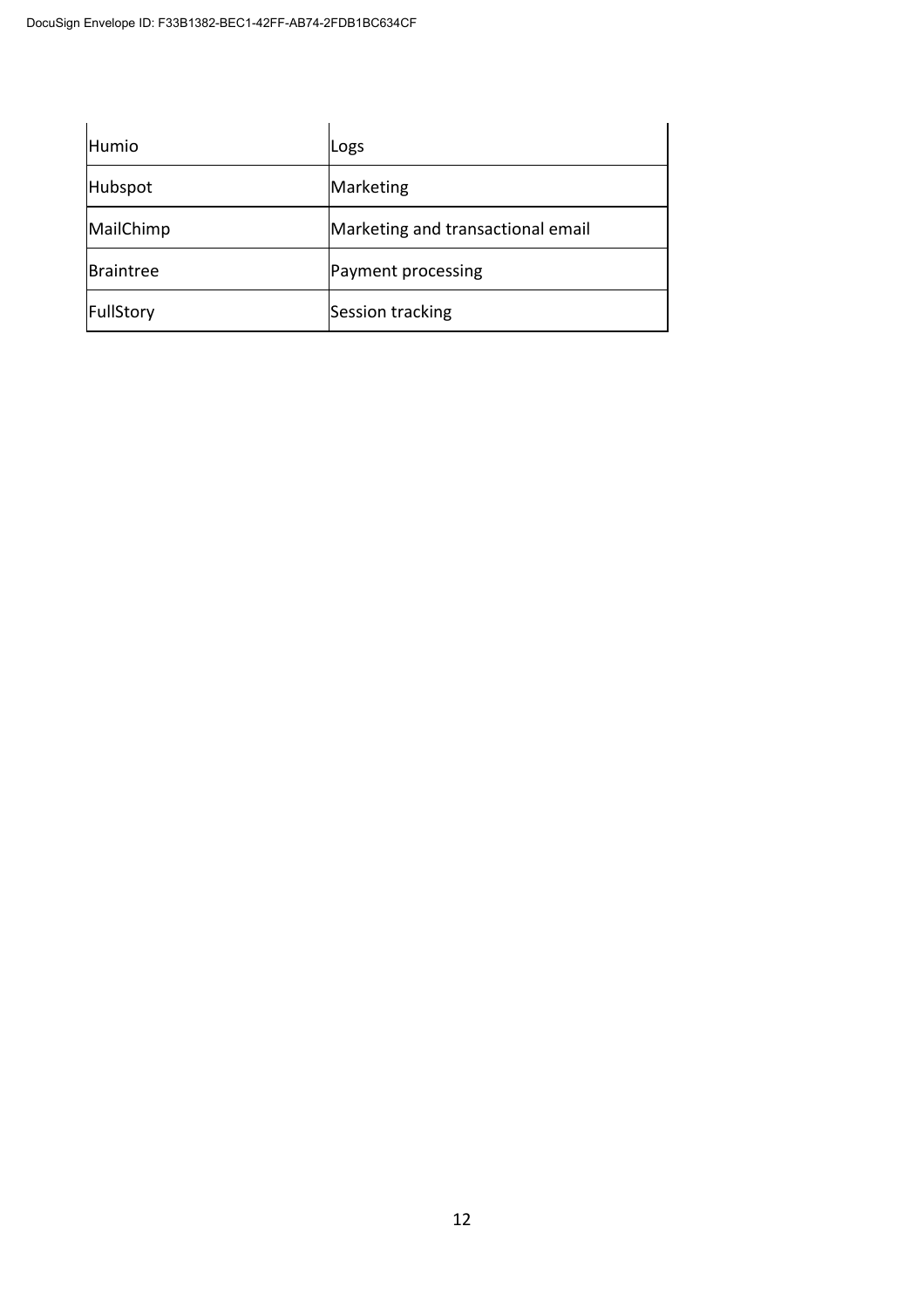| | |
|---|---|
| Humio | Logs |
| Hubspot | Marketing |
| MailChimp | Marketing and transactional email |
| Braintree | Payment processing |
| FullStory | Session tracking |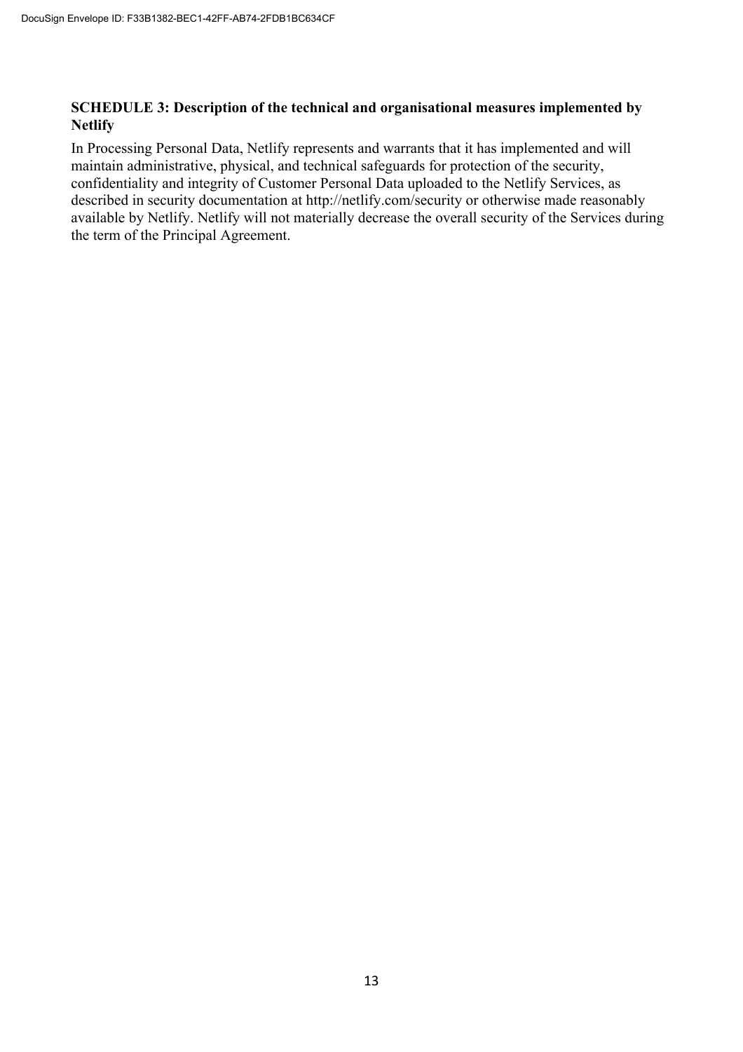**SCHEDULE 3: Description of the technical and organisational measures implemented by Netlify**

In Processing Personal Data, Netlify represents and warrants that it has implemented and will maintain administrative, physical, and technical safeguards for protection of the security, confidentiality and integrity of Customer Personal Data uploaded to the Netlify Services, as described in security documentation at http://netlify.com/security or otherwise made reasonably available by Netlify. Netlify will not materially decrease the overall security of the Services during the term of the Principal Agreement.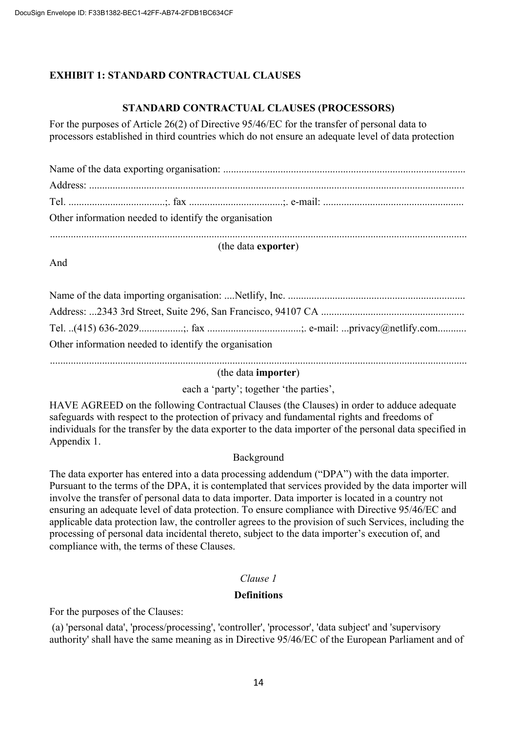## EXHIBIT 1: STANDARD CONTRACTUAL CLAUSES

### STANDARD CONTRACTUAL CLAUSES (PROCESSORS)

For the purposes of Article 26(2) of Directive 95/46/EC for the transfer of personal data to processors established in third countries which do not ensure an adequate level of data protection

Name of the data exporting organisation: ............................................................................................

Address: ..............................................................................................................................................

Tel. .....................................;. fax ....................................;. e-mail: ......................................................

Other information needed to identify the organisation

..............................................................................................................................................................

(the data **exporter**)

And

Name of the data importing organisation: ....Netlify, Inc. ....................................................................

Address: ...2343 3rd Street, Suite 296, San Francisco, 94107 CA .......................................................

Tel. ..(415) 636-2029................;. fax ....................................;. e-mail: ...privacy@netlify.com...........

Other information needed to identify the organisation

..............................................................................................................................................................

(the data **importer**)

each a 'party'; together 'the parties',

HAVE AGREED on the following Contractual Clauses (the Clauses) in order to adduce adequate safeguards with respect to the protection of privacy and fundamental rights and freedoms of individuals for the transfer by the data exporter to the data importer of the personal data specified in Appendix 1.

Background

The data exporter has entered into a data processing addendum ("DPA") with the data importer. Pursuant to the terms of the DPA, it is contemplated that services provided by the data importer will involve the transfer of personal data to data importer. Data importer is located in a country not ensuring an adequate level of data protection. To ensure compliance with Directive 95/46/EC and applicable data protection law, the controller agrees to the provision of such Services, including the processing of personal data incidental thereto, subject to the data importer's execution of, and compliance with, the terms of these Clauses.

*Clause 1*

**Definitions**

For the purposes of the Clauses:

(a) 'personal data', 'process/processing', 'controller', 'processor', 'data subject' and 'supervisory authority' shall have the same meaning as in Directive 95/46/EC of the European Parliament and of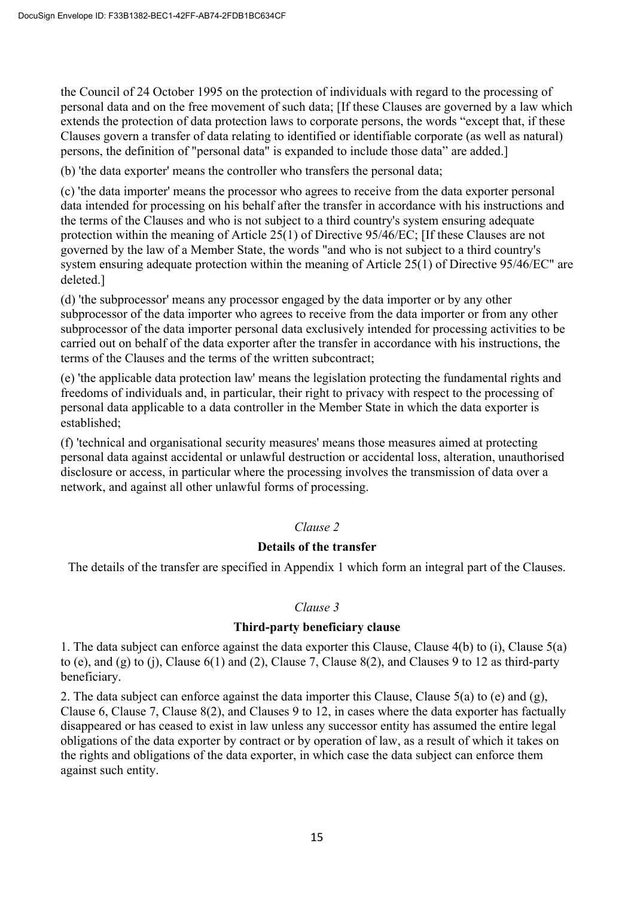the Council of 24 October 1995 on the protection of individuals with regard to the processing of personal data and on the free movement of such data; [If these Clauses are governed by a law which extends the protection of data protection laws to corporate persons, the words "except that, if these Clauses govern a transfer of data relating to identified or identifiable corporate (as well as natural) persons, the definition of "personal data" is expanded to include those data" are added.]

(b) 'the data exporter' means the controller who transfers the personal data;

(c) 'the data importer' means the processor who agrees to receive from the data exporter personal data intended for processing on his behalf after the transfer in accordance with his instructions and the terms of the Clauses and who is not subject to a third country's system ensuring adequate protection within the meaning of Article 25(1) of Directive 95/46/EC; [If these Clauses are not governed by the law of a Member State, the words "and who is not subject to a third country's system ensuring adequate protection within the meaning of Article 25(1) of Directive 95/46/EC" are deleted.]

(d) 'the subprocessor' means any processor engaged by the data importer or by any other subprocessor of the data importer who agrees to receive from the data importer or from any other subprocessor of the data importer personal data exclusively intended for processing activities to be carried out on behalf of the data exporter after the transfer in accordance with his instructions, the terms of the Clauses and the terms of the written subcontract;

(e) 'the applicable data protection law' means the legislation protecting the fundamental rights and freedoms of individuals and, in particular, their right to privacy with respect to the processing of personal data applicable to a data controller in the Member State in which the data exporter is established;

(f) 'technical and organisational security measures' means those measures aimed at protecting personal data against accidental or unlawful destruction or accidental loss, alteration, unauthorised disclosure or access, in particular where the processing involves the transmission of data over a network, and against all other unlawful forms of processing.

*Clause 2*

**Details of the transfer**

The details of the transfer are specified in Appendix 1 which form an integral part of the Clauses.

*Clause 3*

**Third-party beneficiary clause**

1. The data subject can enforce against the data exporter this Clause, Clause 4(b) to (i), Clause 5(a) to (e), and (g) to (j), Clause 6(1) and (2), Clause 7, Clause 8(2), and Clauses 9 to 12 as third-party beneficiary.

2. The data subject can enforce against the data importer this Clause, Clause 5(a) to (e) and (g), Clause 6, Clause 7, Clause 8(2), and Clauses 9 to 12, in cases where the data exporter has factually disappeared or has ceased to exist in law unless any successor entity has assumed the entire legal obligations of the data exporter by contract or by operation of law, as a result of which it takes on the rights and obligations of the data exporter, in which case the data subject can enforce them against such entity.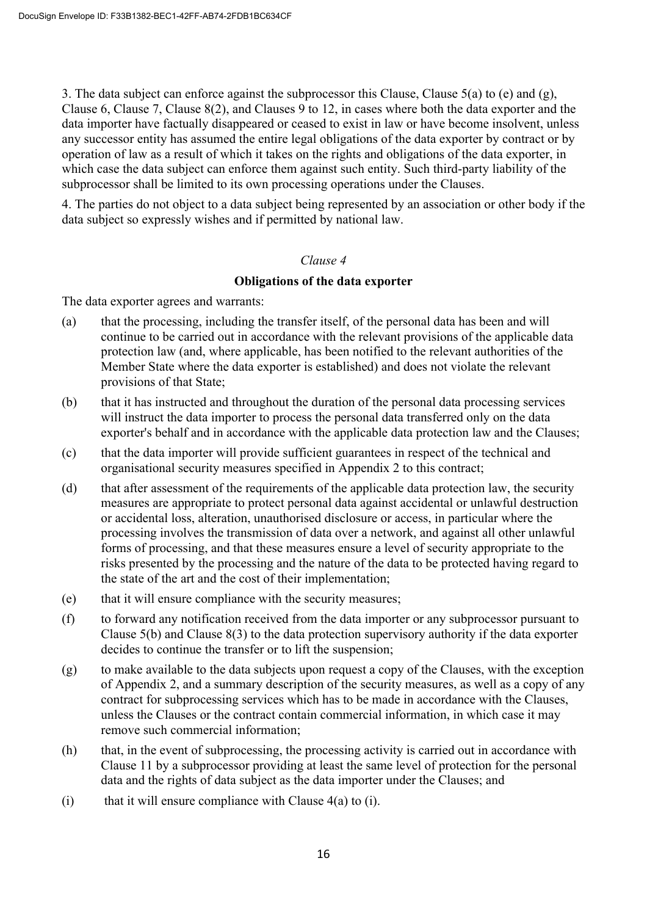3. The data subject can enforce against the subprocessor this Clause, Clause 5(a) to (e) and (g), Clause 6, Clause 7, Clause 8(2), and Clauses 9 to 12, in cases where both the data exporter and the data importer have factually disappeared or ceased to exist in law or have become insolvent, unless any successor entity has assumed the entire legal obligations of the data exporter by contract or by operation of law as a result of which it takes on the rights and obligations of the data exporter, in which case the data subject can enforce them against such entity. Such third-party liability of the subprocessor shall be limited to its own processing operations under the Clauses.

4. The parties do not object to a data subject being represented by an association or other body if the data subject so expressly wishes and if permitted by national law.

*Clause 4*

**Obligations of the data exporter**

The data exporter agrees and warrants:

(a) that the processing, including the transfer itself, of the personal data has been and will continue to be carried out in accordance with the relevant provisions of the applicable data protection law (and, where applicable, has been notified to the relevant authorities of the Member State where the data exporter is established) and does not violate the relevant provisions of that State;

(b) that it has instructed and throughout the duration of the personal data processing services will instruct the data importer to process the personal data transferred only on the data exporter's behalf and in accordance with the applicable data protection law and the Clauses;

(c) that the data importer will provide sufficient guarantees in respect of the technical and organisational security measures specified in Appendix 2 to this contract;

(d) that after assessment of the requirements of the applicable data protection law, the security measures are appropriate to protect personal data against accidental or unlawful destruction or accidental loss, alteration, unauthorised disclosure or access, in particular where the processing involves the transmission of data over a network, and against all other unlawful forms of processing, and that these measures ensure a level of security appropriate to the risks presented by the processing and the nature of the data to be protected having regard to the state of the art and the cost of their implementation;

(e) that it will ensure compliance with the security measures;

(f) to forward any notification received from the data importer or any subprocessor pursuant to Clause 5(b) and Clause 8(3) to the data protection supervisory authority if the data exporter decides to continue the transfer or to lift the suspension;

(g) to make available to the data subjects upon request a copy of the Clauses, with the exception of Appendix 2, and a summary description of the security measures, as well as a copy of any contract for subprocessing services which has to be made in accordance with the Clauses, unless the Clauses or the contract contain commercial information, in which case it may remove such commercial information;

(h) that, in the event of subprocessing, the processing activity is carried out in accordance with Clause 11 by a subprocessor providing at least the same level of protection for the personal data and the rights of data subject as the data importer under the Clauses; and

(i) that it will ensure compliance with Clause 4(a) to (i).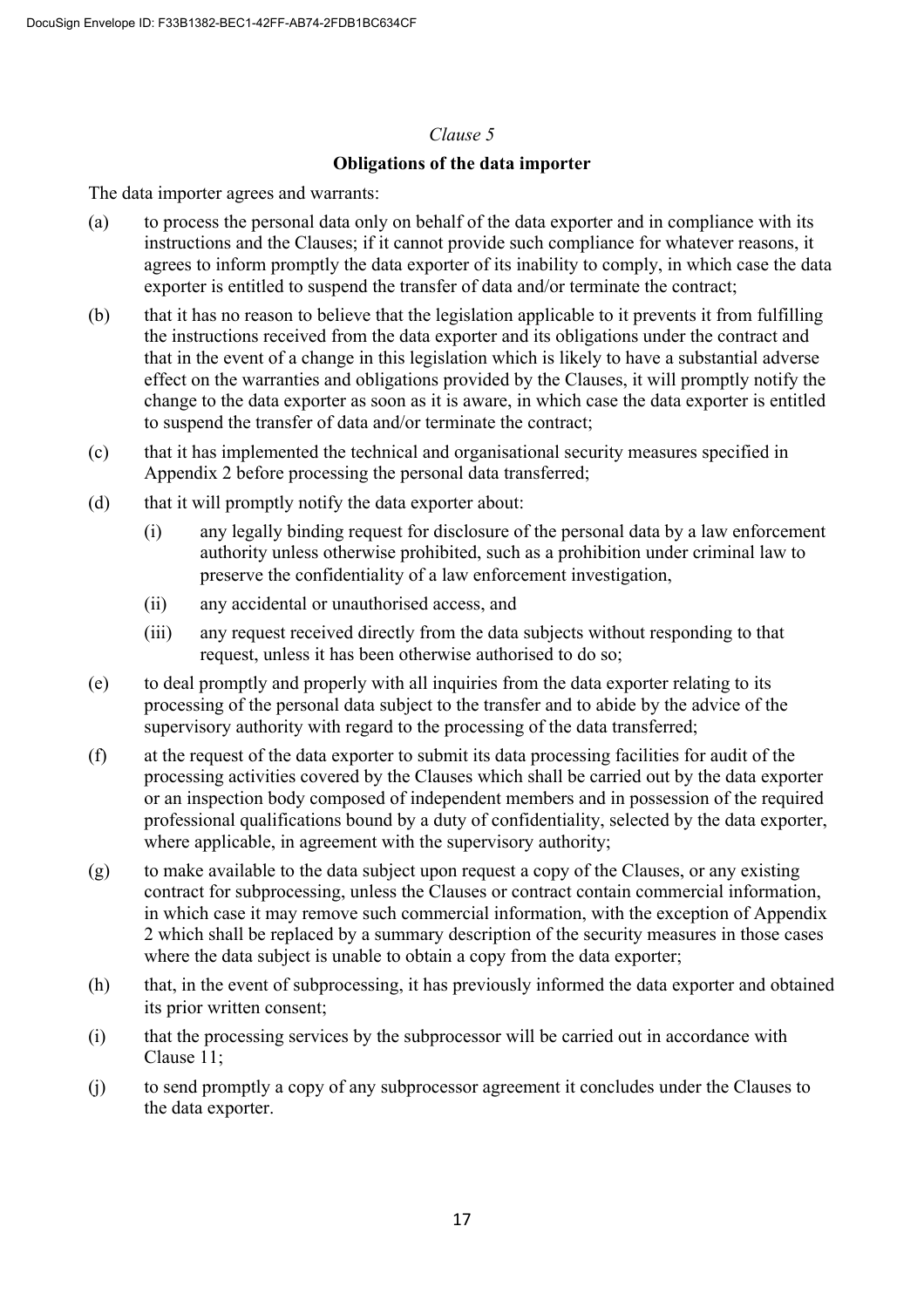*Clause 5*

**Obligations of the data importer**

The data importer agrees and warrants:

(a) to process the personal data only on behalf of the data exporter and in compliance with its instructions and the Clauses; if it cannot provide such compliance for whatever reasons, it agrees to inform promptly the data exporter of its inability to comply, in which case the data exporter is entitled to suspend the transfer of data and/or terminate the contract;

(b) that it has no reason to believe that the legislation applicable to it prevents it from fulfilling the instructions received from the data exporter and its obligations under the contract and that in the event of a change in this legislation which is likely to have a substantial adverse effect on the warranties and obligations provided by the Clauses, it will promptly notify the change to the data exporter as soon as it is aware, in which case the data exporter is entitled to suspend the transfer of data and/or terminate the contract;

(c) that it has implemented the technical and organisational security measures specified in Appendix 2 before processing the personal data transferred;

(d) that it will promptly notify the data exporter about:

    (i) any legally binding request for disclosure of the personal data by a law enforcement authority unless otherwise prohibited, such as a prohibition under criminal law to preserve the confidentiality of a law enforcement investigation,

    (ii) any accidental or unauthorised access, and

    (iii) any request received directly from the data subjects without responding to that request, unless it has been otherwise authorised to do so;

(e) to deal promptly and properly with all inquiries from the data exporter relating to its processing of the personal data subject to the transfer and to abide by the advice of the supervisory authority with regard to the processing of the data transferred;

(f) at the request of the data exporter to submit its data processing facilities for audit of the processing activities covered by the Clauses which shall be carried out by the data exporter or an inspection body composed of independent members and in possession of the required professional qualifications bound by a duty of confidentiality, selected by the data exporter, where applicable, in agreement with the supervisory authority;

(g) to make available to the data subject upon request a copy of the Clauses, or any existing contract for subprocessing, unless the Clauses or contract contain commercial information, in which case it may remove such commercial information, with the exception of Appendix 2 which shall be replaced by a summary description of the security measures in those cases where the data subject is unable to obtain a copy from the data exporter;

(h) that, in the event of subprocessing, it has previously informed the data exporter and obtained its prior written consent;

(i) that the processing services by the subprocessor will be carried out in accordance with Clause 11;

(j) to send promptly a copy of any subprocessor agreement it concludes under the Clauses to the data exporter.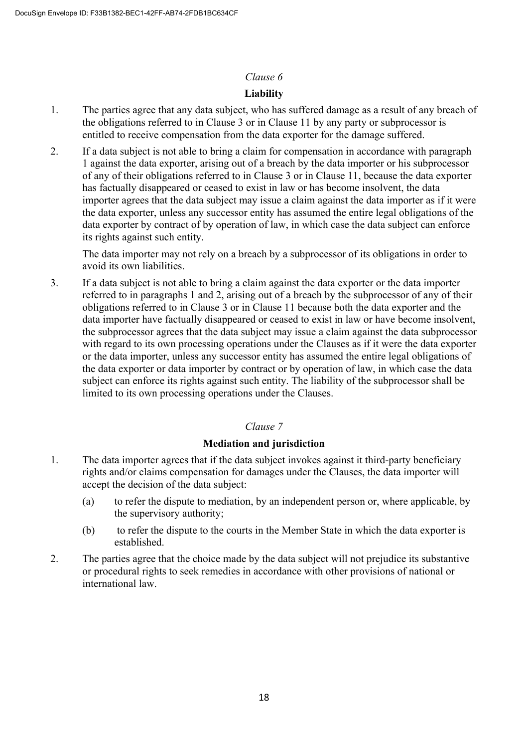*Clause 6*

**Liability**

1. The parties agree that any data subject, who has suffered damage as a result of any breach of the obligations referred to in Clause 3 or in Clause 11 by any party or subprocessor is entitled to receive compensation from the data exporter for the damage suffered.

2. If a data subject is not able to bring a claim for compensation in accordance with paragraph 1 against the data exporter, arising out of a breach by the data importer or his subprocessor of any of their obligations referred to in Clause 3 or in Clause 11, because the data exporter has factually disappeared or ceased to exist in law or has become insolvent, the data importer agrees that the data subject may issue a claim against the data importer as if it were the data exporter, unless any successor entity has assumed the entire legal obligations of the data exporter by contract of by operation of law, in which case the data subject can enforce its rights against such entity.

   The data importer may not rely on a breach by a subprocessor of its obligations in order to avoid its own liabilities.

3. If a data subject is not able to bring a claim against the data exporter or the data importer referred to in paragraphs 1 and 2, arising out of a breach by the subprocessor of any of their obligations referred to in Clause 3 or in Clause 11 because both the data exporter and the data importer have factually disappeared or ceased to exist in law or have become insolvent, the subprocessor agrees that the data subject may issue a claim against the data subprocessor with regard to its own processing operations under the Clauses as if it were the data exporter or the data importer, unless any successor entity has assumed the entire legal obligations of the data exporter or data importer by contract or by operation of law, in which case the data subject can enforce its rights against such entity. The liability of the subprocessor shall be limited to its own processing operations under the Clauses.

*Clause 7*

**Mediation and jurisdiction**

1. The data importer agrees that if the data subject invokes against it third-party beneficiary rights and/or claims compensation for damages under the Clauses, the data importer will accept the decision of the data subject:

   (a) to refer the dispute to mediation, by an independent person or, where applicable, by the supervisory authority;

   (b) to refer the dispute to the courts in the Member State in which the data exporter is established.

2. The parties agree that the choice made by the data subject will not prejudice its substantive or procedural rights to seek remedies in accordance with other provisions of national or international law.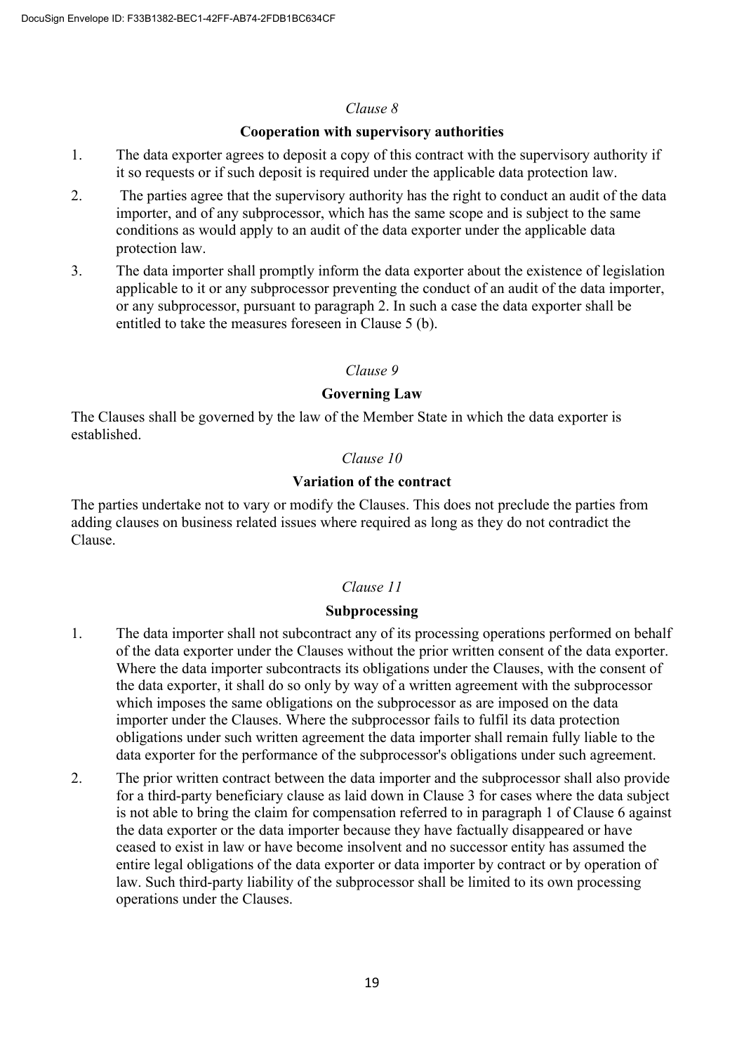*Clause 8*

**Cooperation with supervisory authorities**

1. The data exporter agrees to deposit a copy of this contract with the supervisory authority if it so requests or if such deposit is required under the applicable data protection law.
2. The parties agree that the supervisory authority has the right to conduct an audit of the data importer, and of any subprocessor, which has the same scope and is subject to the same conditions as would apply to an audit of the data exporter under the applicable data protection law.
3. The data importer shall promptly inform the data exporter about the existence of legislation applicable to it or any subprocessor preventing the conduct of an audit of the data importer, or any subprocessor, pursuant to paragraph 2. In such a case the data exporter shall be entitled to take the measures foreseen in Clause 5 (b).

*Clause 9*

**Governing Law**

The Clauses shall be governed by the law of the Member State in which the data exporter is established.

*Clause 10*

**Variation of the contract**

The parties undertake not to vary or modify the Clauses. This does not preclude the parties from adding clauses on business related issues where required as long as they do not contradict the Clause.

*Clause 11*

**Subprocessing**

1. The data importer shall not subcontract any of its processing operations performed on behalf of the data exporter under the Clauses without the prior written consent of the data exporter. Where the data importer subcontracts its obligations under the Clauses, with the consent of the data exporter, it shall do so only by way of a written agreement with the subprocessor which imposes the same obligations on the subprocessor as are imposed on the data importer under the Clauses. Where the subprocessor fails to fulfil its data protection obligations under such written agreement the data importer shall remain fully liable to the data exporter for the performance of the subprocessor's obligations under such agreement.
2. The prior written contract between the data importer and the subprocessor shall also provide for a third-party beneficiary clause as laid down in Clause 3 for cases where the data subject is not able to bring the claim for compensation referred to in paragraph 1 of Clause 6 against the data exporter or the data importer because they have factually disappeared or have ceased to exist in law or have become insolvent and no successor entity has assumed the entire legal obligations of the data exporter or data importer by contract or by operation of law. Such third-party liability of the subprocessor shall be limited to its own processing operations under the Clauses.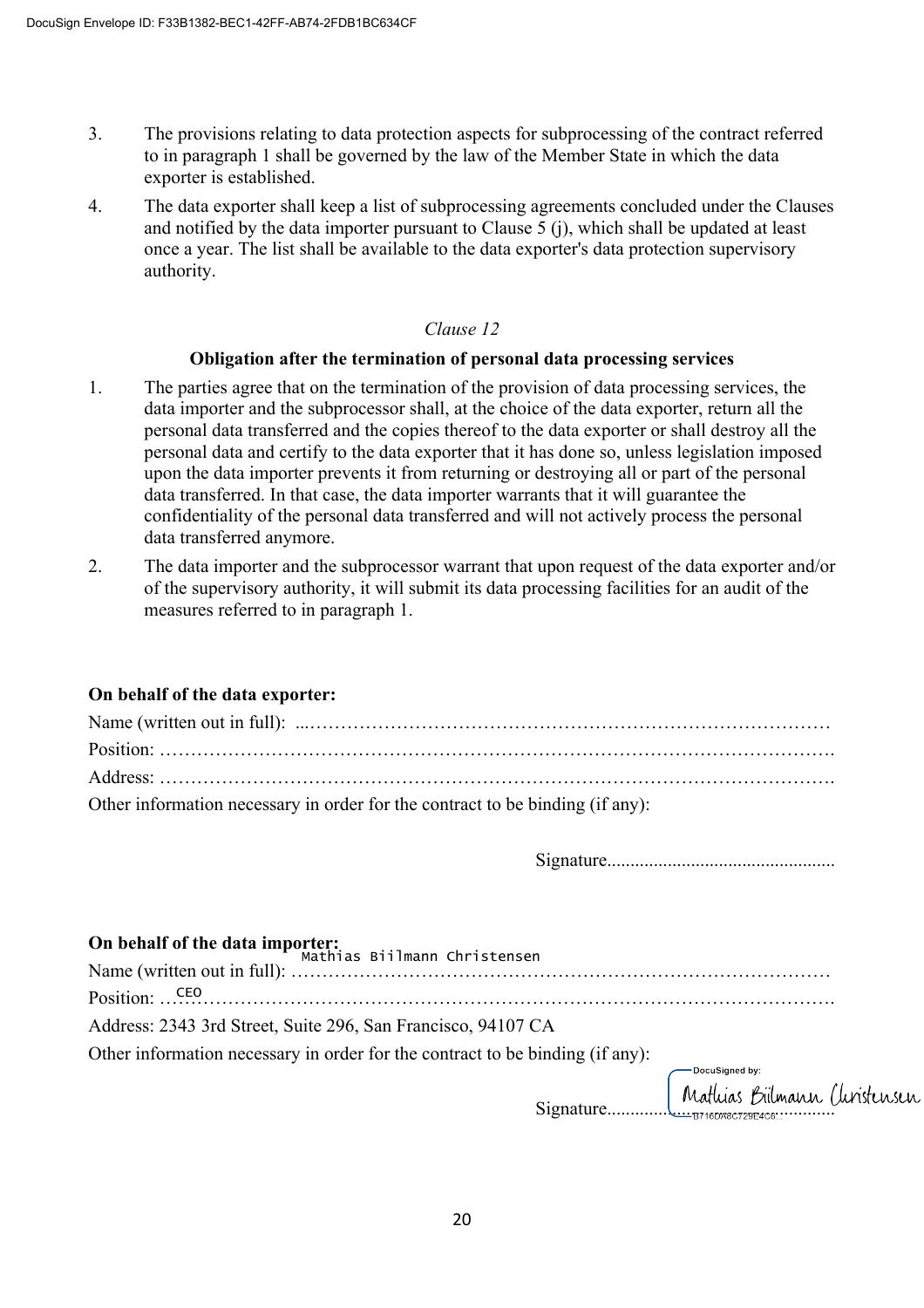3. The provisions relating to data protection aspects for subprocessing of the contract referred to in paragraph 1 shall be governed by the law of the Member State in which the data exporter is established.

4. The data exporter shall keep a list of subprocessing agreements concluded under the Clauses and notified by the data importer pursuant to Clause 5 (j), which shall be updated at least once a year. The list shall be available to the data exporter's data protection supervisory authority.

*Clause 12*

**Obligation after the termination of personal data processing services**

1. The parties agree that on the termination of the provision of data processing services, the data importer and the subprocessor shall, at the choice of the data exporter, return all the personal data transferred and the copies thereof to the data exporter or shall destroy all the personal data and certify to the data exporter that it has done so, unless legislation imposed upon the data importer prevents it from returning or destroying all or part of the personal data transferred. In that case, the data importer warrants that it will guarantee the confidentiality of the personal data transferred and will not actively process the personal data transferred anymore.

2. The data importer and the subprocessor warrant that upon request of the data exporter and/or of the supervisory authority, it will submit its data processing facilities for an audit of the measures referred to in paragraph 1.

**On behalf of the data exporter:**

Name (written out in full): ...…………………………………………………………………………

Position: ……………………………………………………………………………………………….

Address: ……………………………………………………………………………………………….

Other information necessary in order for the contract to be binding (if any):

Signature................................................

**On behalf of the data importer:**

Name (written out in full): Mathias Biilmann Christensen

Position: CEO

Address: 2343 3rd Street, Suite 296, San Francisco, 94107 CA

Other information necessary in order for the contract to be binding (if any):

Signature: DocuSigned by: Mathias Biilmann Christensen B716DA8C729E4C6...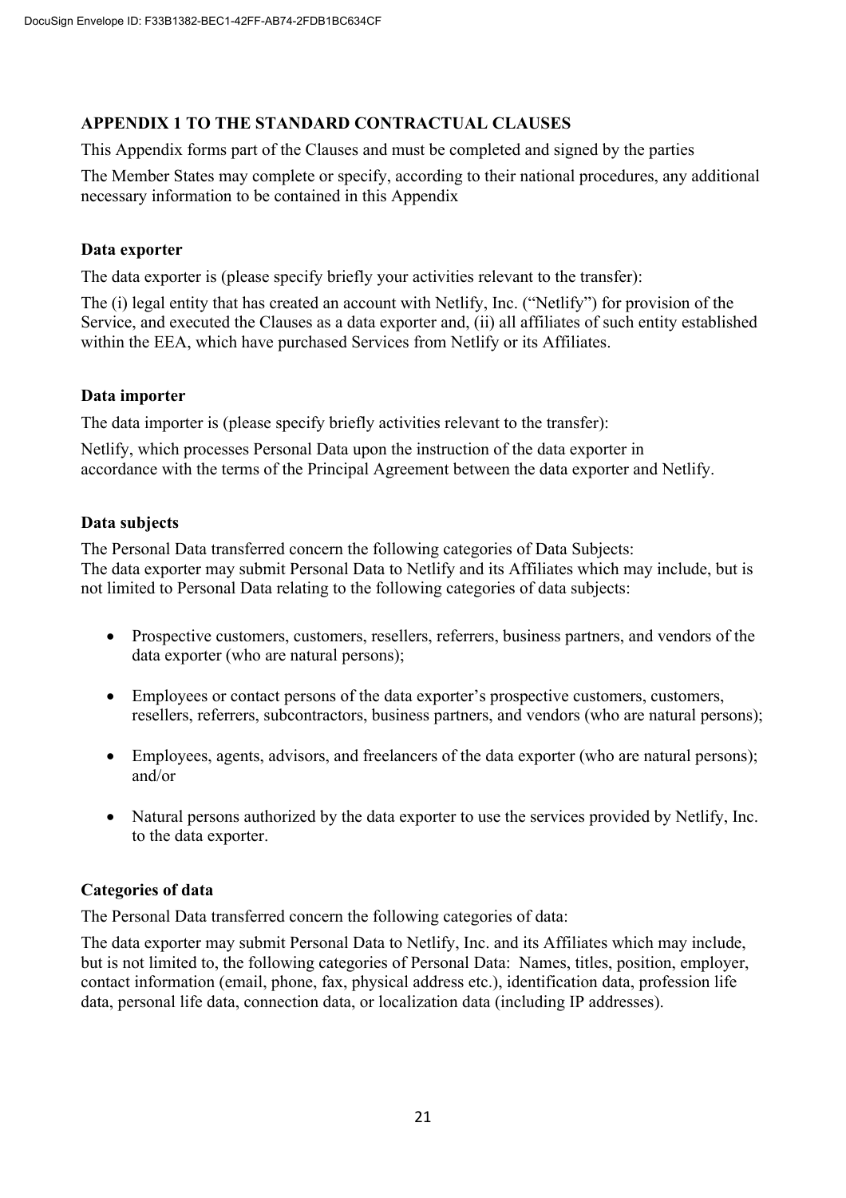## APPENDIX 1 TO THE STANDARD CONTRACTUAL CLAUSES

This Appendix forms part of the Clauses and must be completed and signed by the parties

The Member States may complete or specify, according to their national procedures, any additional necessary information to be contained in this Appendix

### Data exporter

The data exporter is (please specify briefly your activities relevant to the transfer):

The (i) legal entity that has created an account with Netlify, Inc. ("Netlify") for provision of the Service, and executed the Clauses as a data exporter and, (ii) all affiliates of such entity established within the EEA, which have purchased Services from Netlify or its Affiliates.

### Data importer

The data importer is (please specify briefly activities relevant to the transfer):

Netlify, which processes Personal Data upon the instruction of the data exporter in accordance with the terms of the Principal Agreement between the data exporter and Netlify.

### Data subjects

The Personal Data transferred concern the following categories of Data Subjects:
The data exporter may submit Personal Data to Netlify and its Affiliates which may include, but is not limited to Personal Data relating to the following categories of data subjects:

- Prospective customers, customers, resellers, referrers, business partners, and vendors of the data exporter (who are natural persons);
- Employees or contact persons of the data exporter's prospective customers, customers, resellers, referrers, subcontractors, business partners, and vendors (who are natural persons);
- Employees, agents, advisors, and freelancers of the data exporter (who are natural persons); and/or
- Natural persons authorized by the data exporter to use the services provided by Netlify, Inc. to the data exporter.

### Categories of data

The Personal Data transferred concern the following categories of data:

The data exporter may submit Personal Data to Netlify, Inc. and its Affiliates which may include, but is not limited to, the following categories of Personal Data: Names, titles, position, employer, contact information (email, phone, fax, physical address etc.), identification data, profession life data, personal life data, connection data, or localization data (including IP addresses).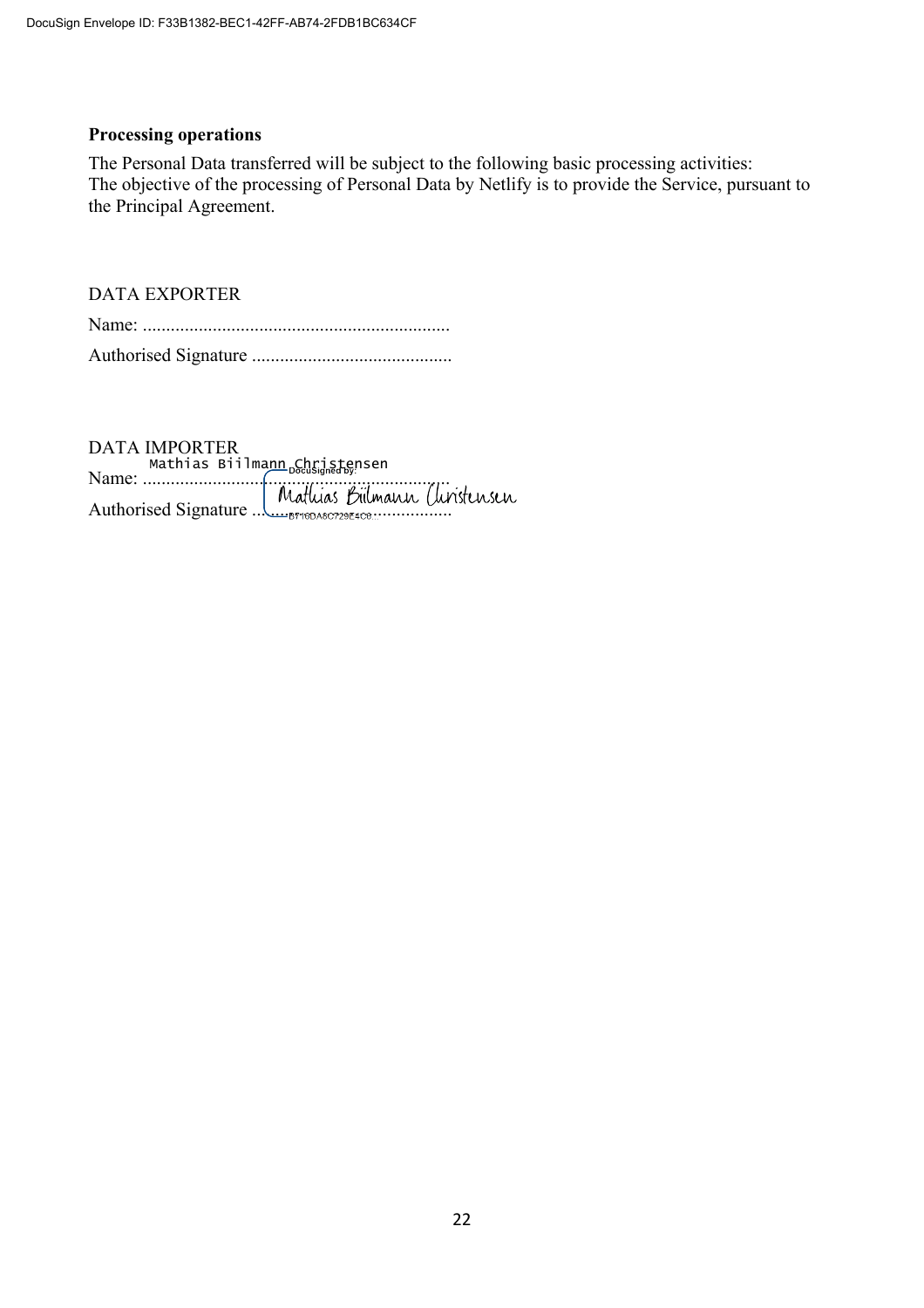**Processing operations**

The Personal Data transferred will be subject to the following basic processing activities:
The objective of the processing of Personal Data by Netlify is to provide the Service, pursuant to the Principal Agreement.

DATA EXPORTER

Name: ..................................................................

Authorised Signature ...........................................

DATA IMPORTER

Name: Mathias Biilmann Christensen

Authorised Signature Mathias Biilmann Christensen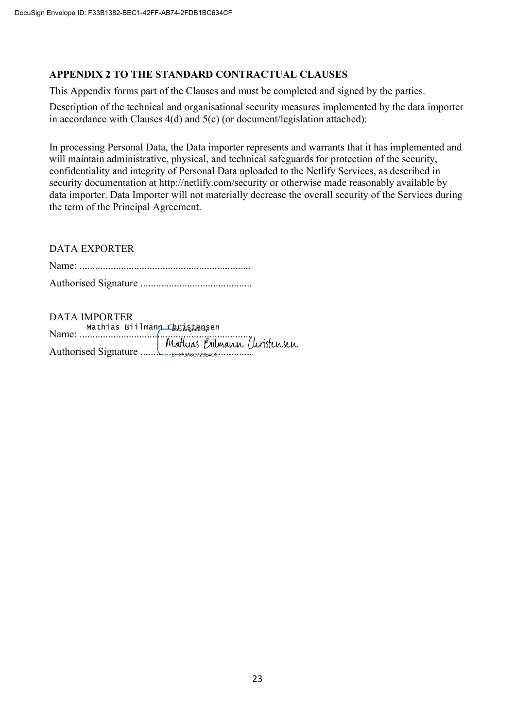DocuSign Envelope ID: F33B1382-BEC1-42FF-AB74-2FDB1BC634CF

**APPENDIX 2 TO THE STANDARD CONTRACTUAL CLAUSES**

This Appendix forms part of the Clauses and must be completed and signed by the parties.

Description of the technical and organisational security measures implemented by the data importer in accordance with Clauses 4(d) and 5(c) (or document/legislation attached):

In processing Personal Data, the Data importer represents and warrants that it has implemented and will maintain administrative, physical, and technical safeguards for protection of the security, confidentiality and integrity of Personal Data uploaded to the Netlify Services, as described in security documentation at http://netlify.com/security or otherwise made reasonably available by data importer. Data Importer will not materially decrease the overall security of the Services during the term of the Principal Agreement.

DATA EXPORTER

Name: ..................................................................

Authorised Signature ...........................................

DATA IMPORTER

Name: Mathias Biilmann Christensen

Authorised Signature DocuSigned by: Mathias Biilmann Christensen B710DA6C729E4C9...